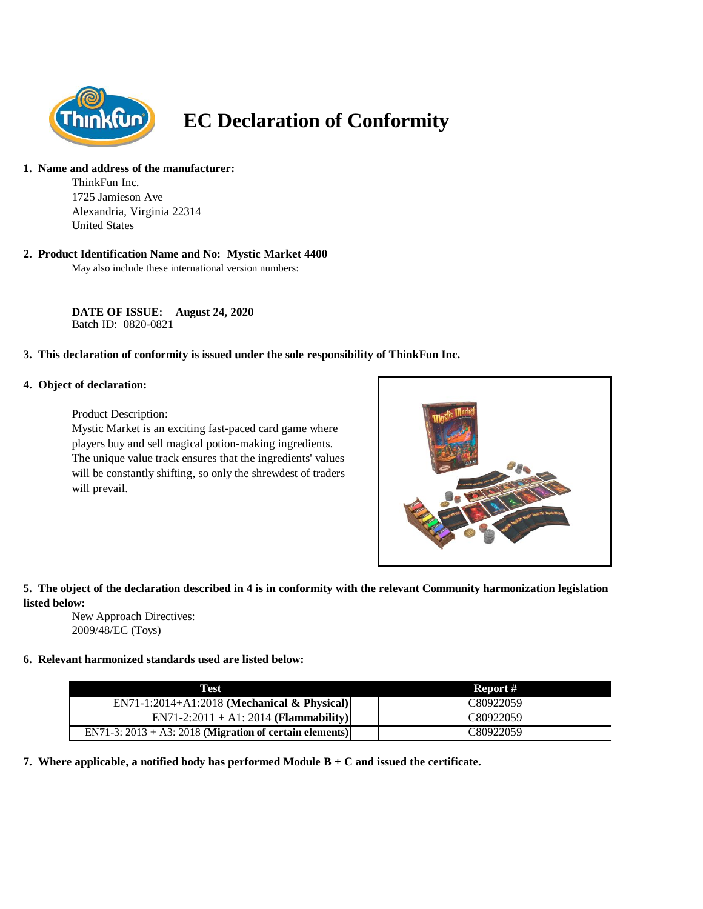# EC Declaration of Conformity

**1. Name and address of the manufacturer:**

ThinkFun Inc.
1725 Jamieson Ave
Alexandria, Virginia 22314
United States

**2. Product Identification Name and No: Mystic Market 4400**

May also include these international version numbers:

**DATE OF ISSUE: August 24, 2020**
Batch ID: 0820-0821

**3. This declaration of conformity is issued under the sole responsibility of ThinkFun Inc.**

**4. Object of declaration:**

Product Description:
Mystic Market is an exciting fast-paced card game where players buy and sell magical potion-making ingredients. The unique value track ensures that the ingredients' values will be constantly shifting, so only the shrewdest of traders will prevail.

**5. The object of the declaration described in 4 is in conformity with the relevant Community harmonization legislation listed below:**

New Approach Directives:
2009/48/EC (Toys)

**6. Relevant harmonized standards used are listed below:**

| Test | Report # |
|---|---|
| EN71-1:2014+A1:2018 **(Mechanical & Physical)** | C80922059 |
| EN71-2:2011 + A1: 2014 **(Flammability)** | C80922059 |
| EN71-3: 2013 + A3: 2018 **(Migration of certain elements)** | C80922059 |

**7. Where applicable, a notified body has performed Module B + C and issued the certificate.**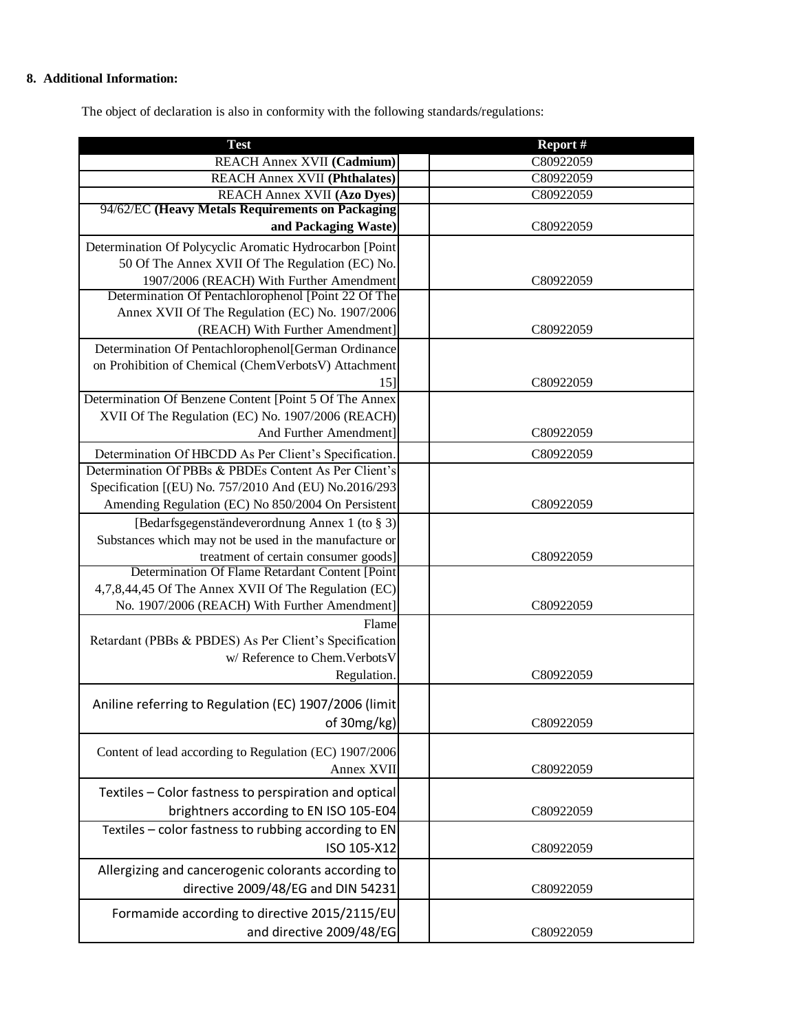**8. Additional Information:**

The object of declaration is also in conformity with the following standards/regulations:

| Test | Report # |
|---|---|
| REACH Annex XVII **(Cadmium)** | C80922059 |
| REACH Annex XVII **(Phthalates)** | C80922059 |
| REACH Annex XVII **(Azo Dyes)** | C80922059 |
| 94/62/EC **(Heavy Metals Requirements on Packaging and Packaging Waste)** | C80922059 |
| Determination Of Polycyclic Aromatic Hydrocarbon [Point 50 Of The Annex XVII Of The Regulation (EC) No. 1907/2006 (REACH) With Further Amendment | C80922059 |
| Determination Of Pentachlorophenol [Point 22 Of The Annex XVII Of The Regulation (EC) No. 1907/2006 (REACH) With Further Amendment] | C80922059 |
| Determination Of Pentachlorophenol[German Ordinance on Prohibition of Chemical (ChemVerbotsV) Attachment 15] | C80922059 |
| Determination Of Benzene Content [Point 5 Of The Annex XVII Of The Regulation (EC) No. 1907/2006 (REACH) And Further Amendment] | C80922059 |
| Determination Of HBCDD As Per Client's Specification. | C80922059 |
| Determination Of PBBs & PBDEs Content As Per Client's Specification [(EU) No. 757/2010 And (EU) No.2016/293 Amending Regulation (EC) No 850/2004 On Persistent | C80922059 |
| [Bedarfsgegenständeverordnung Annex 1 (to § 3) Substances which may not be used in the manufacture or treatment of certain consumer goods] | C80922059 |
| Determination Of Flame Retardant Content [Point 4,7,8,44,45 Of The Annex XVII Of The Regulation (EC) No. 1907/2006 (REACH) With Further Amendment] | C80922059 |
| Flame Retardant (PBBs & PBDES) As Per Client's Specification w/ Reference to Chem.VerbotsV Regulation. | C80922059 |
| Aniline referring to Regulation (EC) 1907/2006 (limit of 30mg/kg) | C80922059 |
| Content of lead according to Regulation (EC) 1907/2006 Annex XVII | C80922059 |
| Textiles – Color fastness to perspiration and optical brightners according to EN ISO 105-E04 | C80922059 |
| Textiles – color fastness to rubbing according to EN ISO 105-X12 | C80922059 |
| Allergizing and cancerogenic colorants according to directive 2009/48/EG and DIN 54231 | C80922059 |
| Formamide according to directive 2015/2115/EU and directive 2009/48/EG | C80922059 |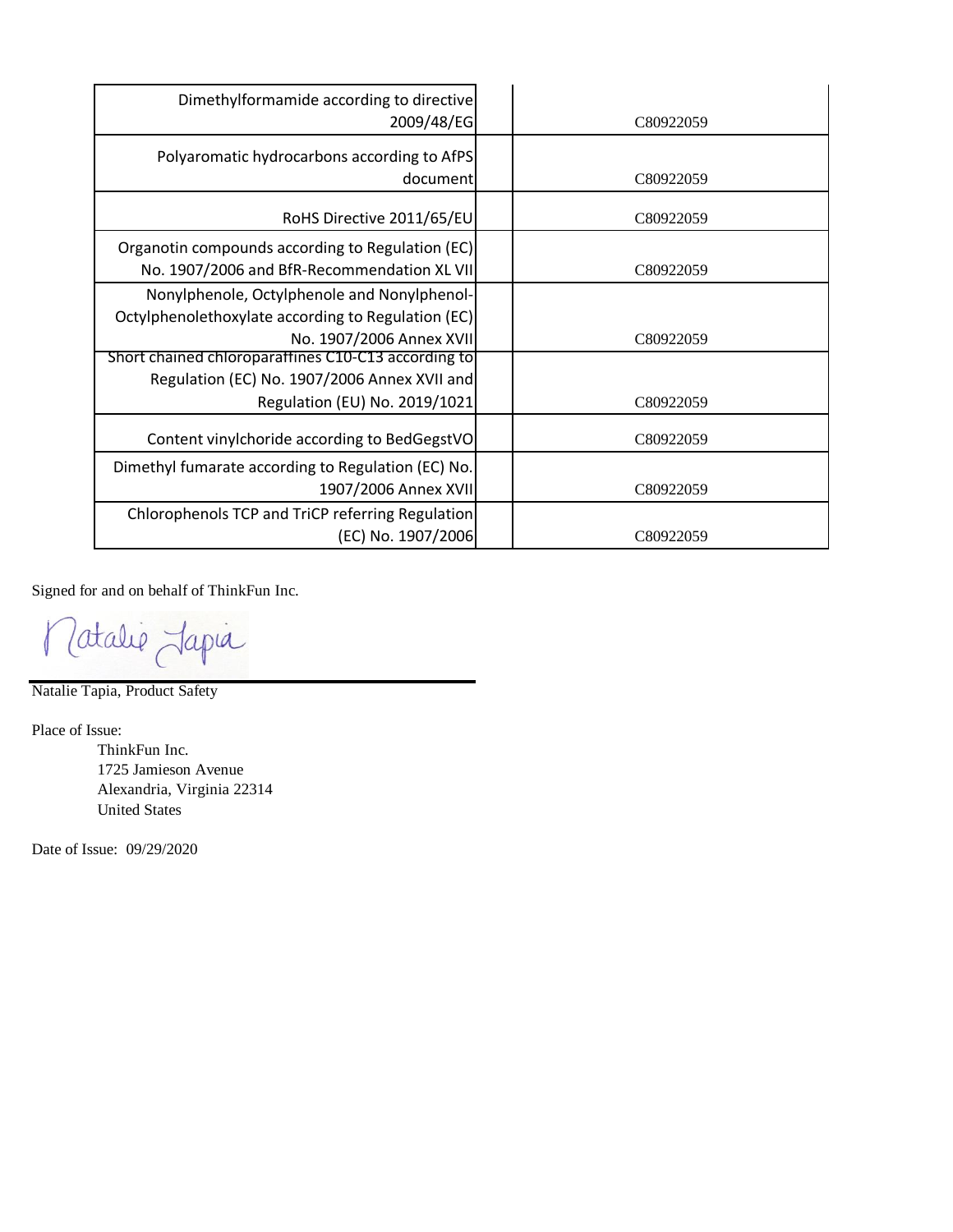| | | |
|---|---|---|
| Dimethylformamide according to directive 2009/48/EG | | C80922059 |
| Polyaromatic hydrocarbons according to AfPS document | | C80922059 |
| RoHS Directive 2011/65/EU | | C80922059 |
| Organotin compounds according to Regulation (EC) No. 1907/2006 and BfR-Recommendation XL VII | | C80922059 |
| Nonylphenole, Octylphenole and Nonylphenol-Octylphenolethoxylate according to Regulation (EC) No. 1907/2006 Annex XVII | | C80922059 |
| Short chained chloroparaffines C10-C13 according to Regulation (EC) No. 1907/2006 Annex XVII and Regulation (EU) No. 2019/1021 | | C80922059 |
| Content vinylchoride according to BedGegstVO | | C80922059 |
| Dimethyl fumarate according to Regulation (EC) No. 1907/2006 Annex XVII | | C80922059 |
| Chlorophenols TCP and TriCP referring Regulation (EC) No. 1907/2006 | | C80922059 |

Signed for and on behalf of ThinkFun Inc.

Natalie Tapia

Natalie Tapia, Product Safety

Place of Issue:

ThinkFun Inc.
1725 Jamieson Avenue
Alexandria, Virginia 22314
United States

Date of Issue: 09/29/2020